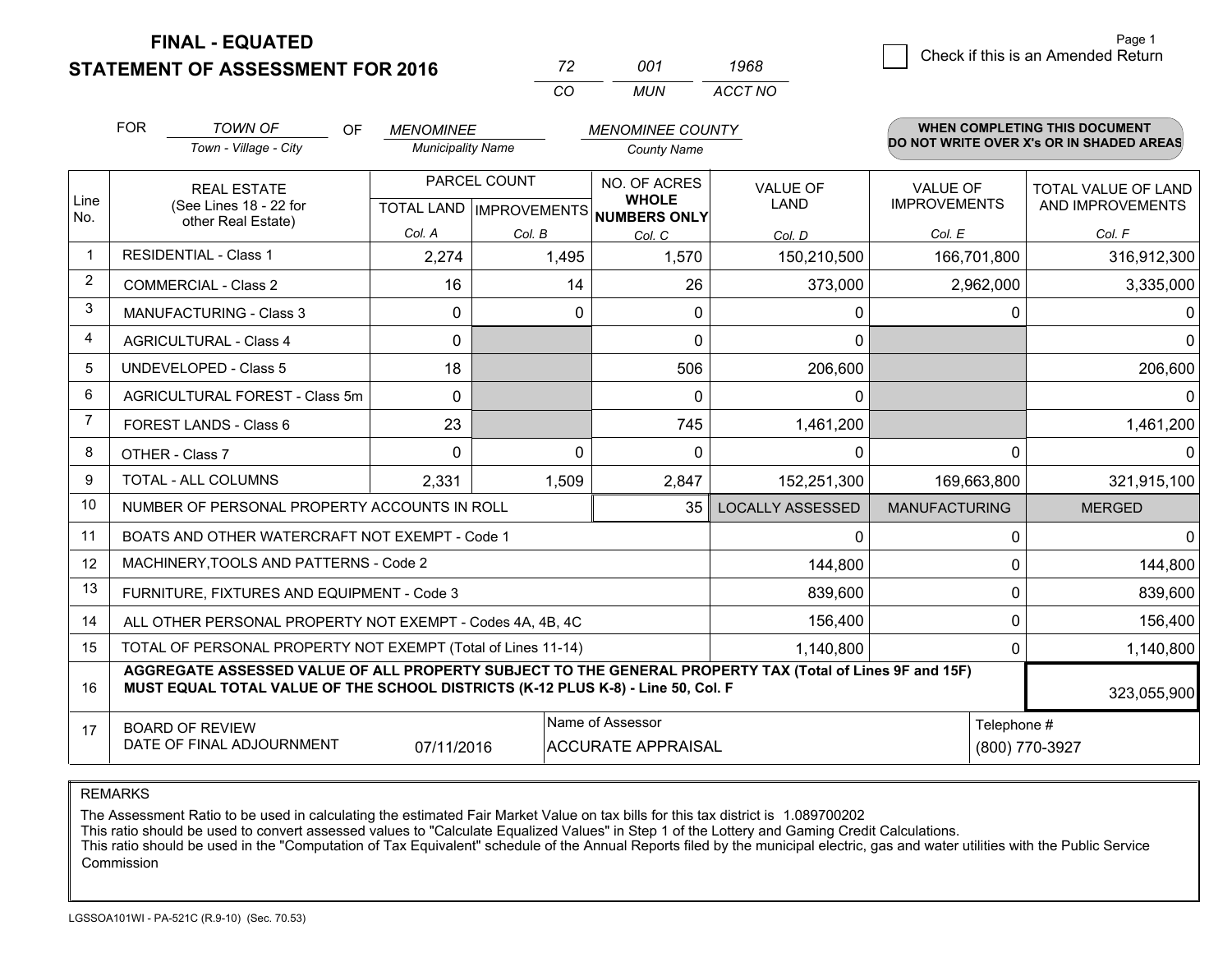**FINAL - EQUATED**
**STATEMENT OF ASSESSMENT FOR 2016**

| CO | MUN | ACCT NO |
|---|---|---|
| 72 | 001 | 1968 |

☐ Check if this is an Amended Return

FOR *TOWN OF* (Town - Village - City) OF *MENOMINEE* (Municipality Name) *MENOMINEE COUNTY* (County Name)

**WHEN COMPLETING THIS DOCUMENT DO NOT WRITE OVER X's OR IN SHADED AREAS**

| Line No. | REAL ESTATE (See Lines 18 - 22 for other Real Estate) | PARCEL COUNT TOTAL LAND Col. A | PARCEL COUNT IMPROVEMENTS Col. B | NO. OF ACRES WHOLE NUMBERS ONLY Col. C | VALUE OF LAND Col. D | VALUE OF IMPROVEMENTS Col. E | TOTAL VALUE OF LAND AND IMPROVEMENTS Col. F |
|---|---|---|---|---|---|---|---|
| 1 | RESIDENTIAL - Class 1 | 2,274 | 1,495 | 1,570 | 150,210,500 | 166,701,800 | 316,912,300 |
| 2 | COMMERCIAL - Class 2 | 16 | 14 | 26 | 373,000 | 2,962,000 | 3,335,000 |
| 3 | MANUFACTURING - Class 3 | 0 | 0 | 0 | 0 | 0 | 0 |
| 4 | AGRICULTURAL - Class 4 | 0 | | 0 | 0 | | 0 |
| 5 | UNDEVELOPED - Class 5 | 18 | | 506 | 206,600 | | 206,600 |
| 6 | AGRICULTURAL FOREST - Class 5m | 0 | | 0 | 0 | | 0 |
| 7 | FOREST LANDS - Class 6 | 23 | | 745 | 1,461,200 | | 1,461,200 |
| 8 | OTHER - Class 7 | 0 | 0 | 0 | 0 | 0 | 0 |
| 9 | TOTAL - ALL COLUMNS | 2,331 | 1,509 | 2,847 | 152,251,300 | 169,663,800 | 321,915,100 |
| 10 | NUMBER OF PERSONAL PROPERTY ACCOUNTS IN ROLL | | | 35 | LOCALLY ASSESSED | MANUFACTURING | MERGED |
| 11 | BOATS AND OTHER WATERCRAFT NOT EXEMPT - Code 1 | | | | 0 | 0 | 0 |
| 12 | MACHINERY,TOOLS AND PATTERNS - Code 2 | | | | 144,800 | 0 | 144,800 |
| 13 | FURNITURE, FIXTURES AND EQUIPMENT - Code 3 | | | | 839,600 | 0 | 839,600 |
| 14 | ALL OTHER PERSONAL PROPERTY NOT EXEMPT - Codes 4A, 4B, 4C | | | | 156,400 | 0 | 156,400 |
| 15 | TOTAL OF PERSONAL PROPERTY NOT EXEMPT (Total of Lines 11-14) | | | | 1,140,800 | 0 | 1,140,800 |
| 16 | **AGGREGATE ASSESSED VALUE OF ALL PROPERTY SUBJECT TO THE GENERAL PROPERTY TAX (Total of Lines 9F and 15F) MUST EQUAL TOTAL VALUE OF THE SCHOOL DISTRICTS (K-12 PLUS K-8) - Line 50, Col. F** | | | | | | 323,055,900 |
| 17 | BOARD OF REVIEW DATE OF FINAL ADJOURNMENT | 07/11/2016 | Name of Assessor: ACCURATE APPRAISAL | | | Telephone #: (800) 770-3927 | |

REMARKS

The Assessment Ratio to be used in calculating the estimated Fair Market Value on tax bills for this tax district is 1.089700202
This ratio should be used to convert assessed values to "Calculate Equalized Values" in Step 1 of the Lottery and Gaming Credit Calculations.
This ratio should be used in the "Computation of Tax Equivalent" schedule of the Annual Reports filed by the municipal electric, gas and water utilities with the Public Service Commission

LGSSOA101WI - PA-521C (R.9-10) (Sec. 70.53)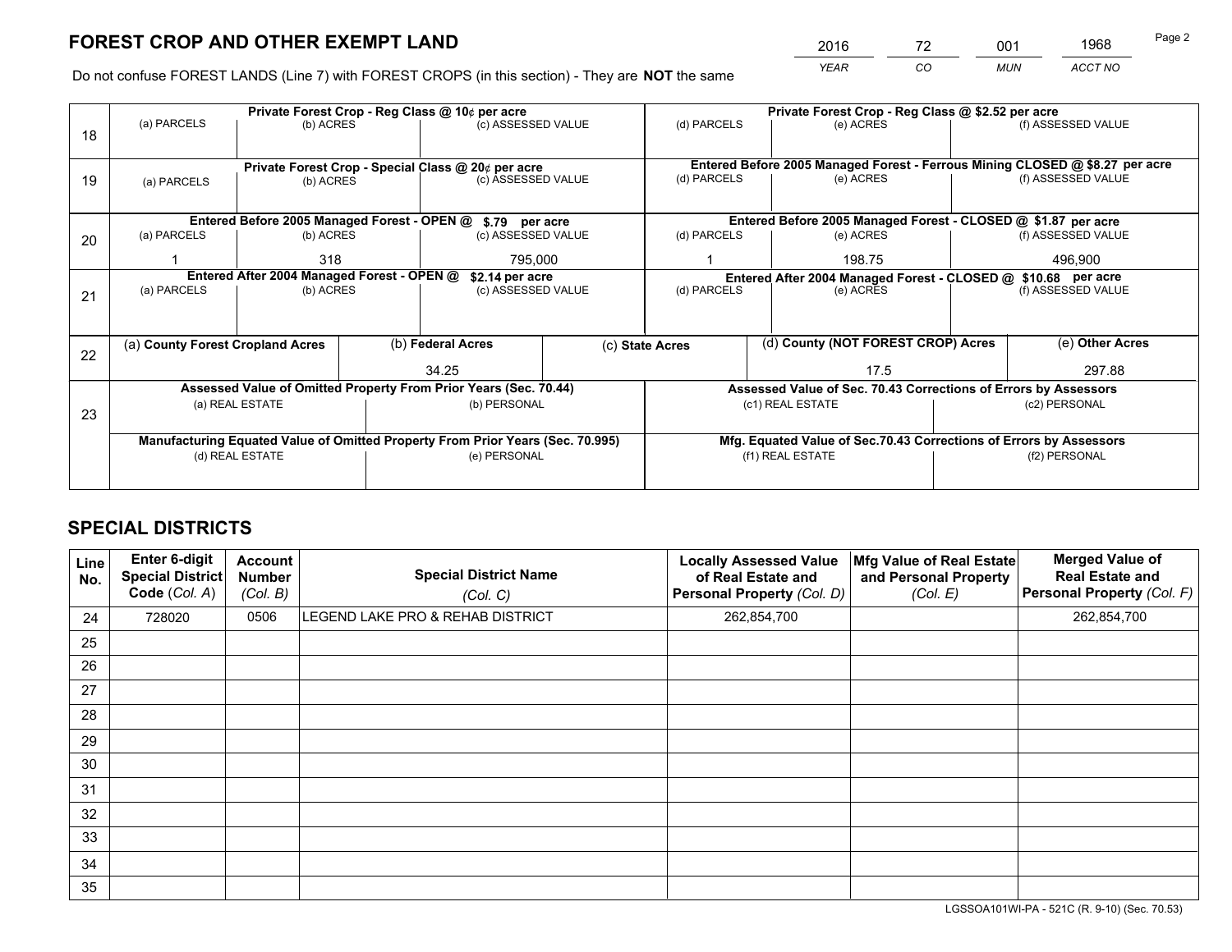# FOREST CROP AND OTHER EXEMPT LAND

| 2016 | 72 | 001 | 1968 |
|---|---|---|---|
| YEAR | CO | MUN | ACCT NO |

Do not confuse FOREST LANDS (Line 7) with FOREST CROPS (in this section) - They are **NOT** the same

| Line | Private Forest Crop - Reg Class @ 10¢ per acre | | | Private Forest Crop - Reg Class @ $2.52 per acre | | |
|---|---|---|---|---|---|---|
| 18 | (a) PARCELS | (b) ACRES | (c) ASSESSED VALUE | (d) PARCELS | (e) ACRES | (f) ASSESSED VALUE |
| | | | | | | |
| | **Private Forest Crop - Special Class @ 20¢ per acre** | | | **Entered Before 2005 Managed Forest - Ferrous Mining CLOSED @ $8.27 per acre** | | |
| 19 | (a) PARCELS | (b) ACRES | (c) ASSESSED VALUE | (d) PARCELS | (e) ACRES | (f) ASSESSED VALUE |
| | | | | | | |
| | **Entered Before 2005 Managed Forest - OPEN @ $.79 per acre** | | | **Entered Before 2005 Managed Forest - CLOSED @ $1.87 per acre** | | |
| 20 | (a) PARCELS | (b) ACRES | (c) ASSESSED VALUE | (d) PARCELS | (e) ACRES | (f) ASSESSED VALUE |
| | 1 | 318 | 795,000 | 1 | 198.75 | 496,900 |
| | **Entered After 2004 Managed Forest - OPEN @ $2.14 per acre** | | | **Entered After 2004 Managed Forest - CLOSED @ $10.68 per acre** | | |
| 21 | (a) PARCELS | (b) ACRES | (c) ASSESSED VALUE | (d) PARCELS | (e) ACRES | (f) ASSESSED VALUE |
| | | | | | | |

| Line | (a) County Forest Cropland Acres | (b) Federal Acres | (c) State Acres | (d) County (NOT FOREST CROP) Acres | (e) Other Acres |
|---|---|---|---|---|---|
| 22 | | 34.25 | | 17.5 | 297.88 |

| Line | Assessed Value of Omitted Property From Prior Years (Sec. 70.44) | | Assessed Value of Sec. 70.43 Corrections of Errors by Assessors | |
|---|---|---|---|---|
| 23 | (a) REAL ESTATE | (b) PERSONAL | (c1) REAL ESTATE | (c2) PERSONAL |
| | | | | |
| | **Manufacturing Equated Value of Omitted Property From Prior Years (Sec. 70.995)** | | **Mfg. Equated Value of Sec.70.43 Corrections of Errors by Assessors** | |
| | (d) REAL ESTATE | (e) PERSONAL | (f1) REAL ESTATE | (f2) PERSONAL |
| | | | | |

# SPECIAL DISTRICTS

| Line No. | Enter 6-digit Special District Code (Col. A) | Account Number (Col. B) | Special District Name (Col. C) | Locally Assessed Value of Real Estate and Personal Property (Col. D) | Mfg Value of Real Estate and Personal Property (Col. E) | Merged Value of Real Estate and Personal Property (Col. F) |
|---|---|---|---|---|---|---|
| 24 | 728020 | 0506 | LEGEND LAKE PRO & REHAB DISTRICT | 262,854,700 | | 262,854,700 |
| 25 | | | | | | |
| 26 | | | | | | |
| 27 | | | | | | |
| 28 | | | | | | |
| 29 | | | | | | |
| 30 | | | | | | |
| 31 | | | | | | |
| 32 | | | | | | |
| 33 | | | | | | |
| 34 | | | | | | |
| 35 | | | | | | |

LGSSOA101WI-PA - 521C (R. 9-10) (Sec. 70.53)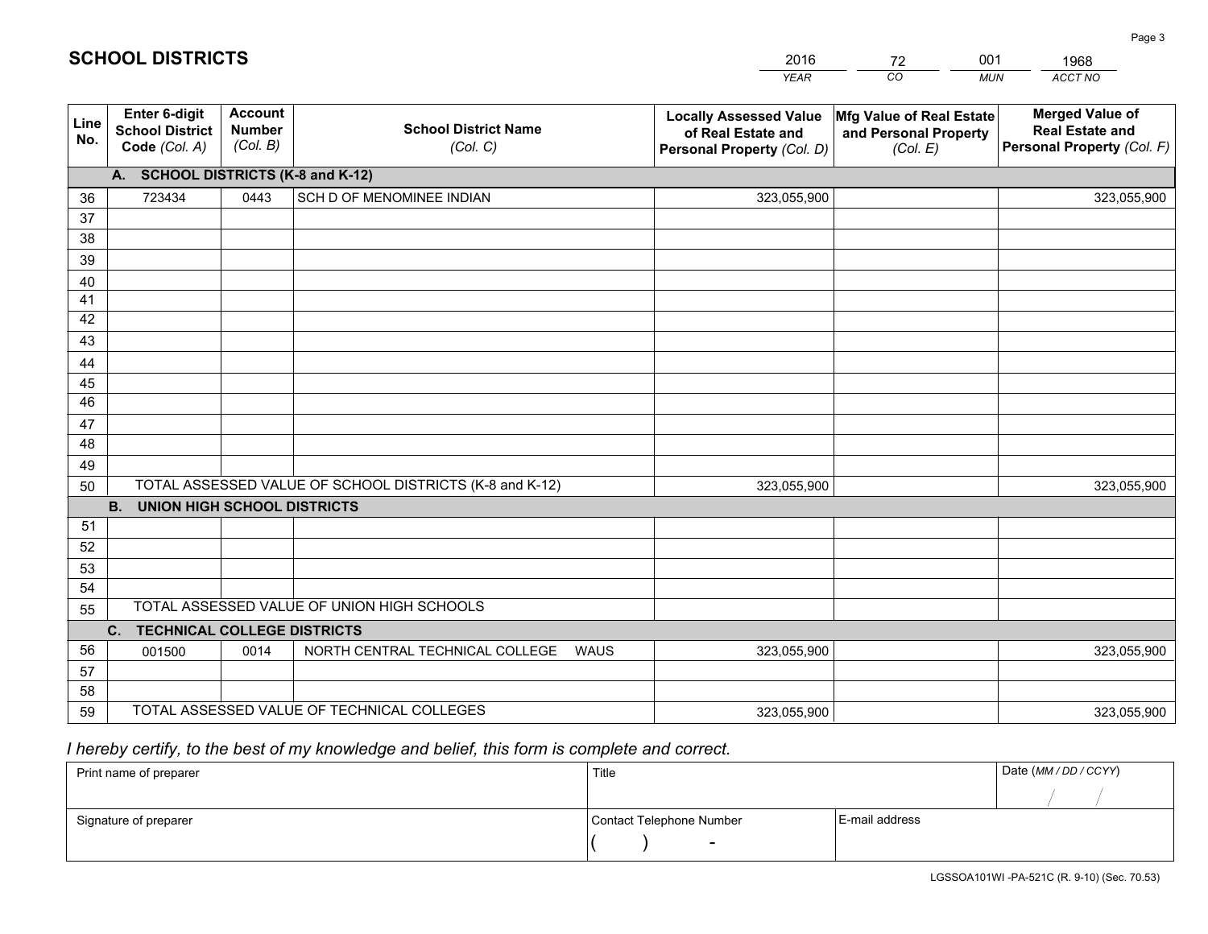# SCHOOL DISTRICTS

| 2016 | 72 | 001 | 1968 |
|---|---|---|---|
| *YEAR* | *CO* | *MUN* | *ACCT NO* |

| Line No. | Enter 6-digit School District Code (Col. A) | Account Number (Col. B) | School District Name (Col. C) | Locally Assessed Value of Real Estate and Personal Property (Col. D) | Mfg Value of Real Estate and Personal Property (Col. E) | Merged Value of Real Estate and Personal Property (Col. F) |
|---|---|---|---|---|---|---|
| **A. SCHOOL DISTRICTS (K-8 and K-12)** | | | | | | |
| 36 | 723434 | 0443 | SCH D OF MENOMINEE INDIAN | 323,055,900 | | 323,055,900 |
| 37 | | | | | | |
| 38 | | | | | | |
| 39 | | | | | | |
| 40 | | | | | | |
| 41 | | | | | | |
| 42 | | | | | | |
| 43 | | | | | | |
| 44 | | | | | | |
| 45 | | | | | | |
| 46 | | | | | | |
| 47 | | | | | | |
| 48 | | | | | | |
| 49 | | | | | | |
| 50 | TOTAL ASSESSED VALUE OF SCHOOL DISTRICTS (K-8 and K-12) | | | 323,055,900 | | 323,055,900 |
| **B. UNION HIGH SCHOOL DISTRICTS** | | | | | | |
| 51 | | | | | | |
| 52 | | | | | | |
| 53 | | | | | | |
| 54 | | | | | | |
| 55 | TOTAL ASSESSED VALUE OF UNION HIGH SCHOOLS | | | | | |
| **C. TECHNICAL COLLEGE DISTRICTS** | | | | | | |
| 56 | 001500 | 0014 | NORTH CENTRAL TECHNICAL COLLEGE WAUS | 323,055,900 | | 323,055,900 |
| 57 | | | | | | |
| 58 | | | | | | |
| 59 | TOTAL ASSESSED VALUE OF TECHNICAL COLLEGES | | | 323,055,900 | | 323,055,900 |

*I hereby certify, to the best of my knowledge and belief, this form is complete and correct.*

| Print name of preparer | Title | | Date (MM / DD / CCYY) |
|---|---|---|---|
| | | | / / |
| Signature of preparer | Contact Telephone Number | E-mail address | |
| | ( ) - | | |

LGSSOA101WI -PA-521C (R. 9-10) (Sec. 70.53)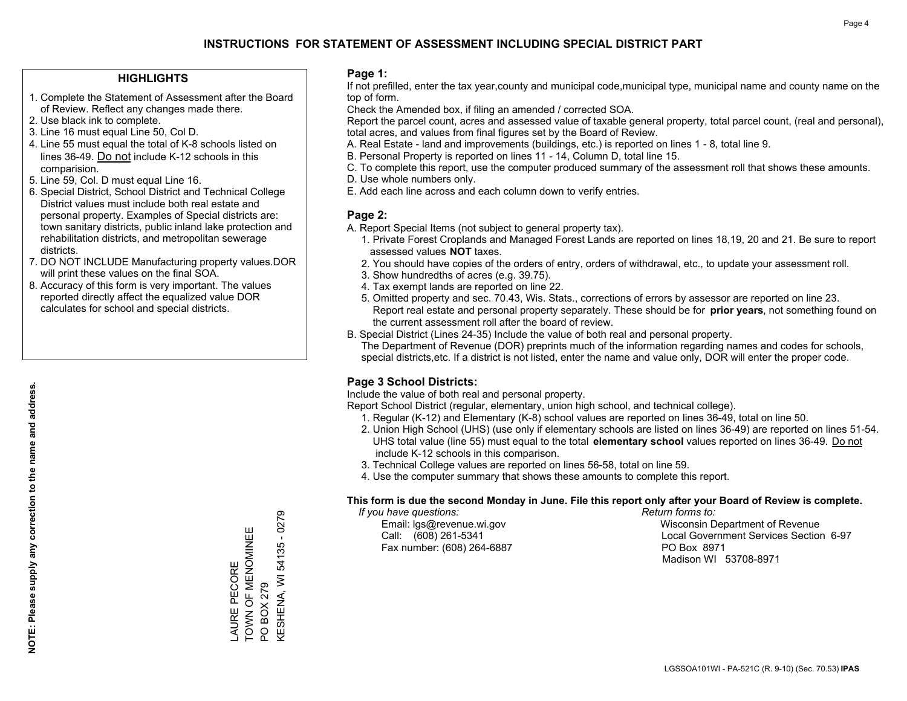# INSTRUCTIONS FOR STATEMENT OF ASSESSMENT INCLUDING SPECIAL DISTRICT PART

## HIGHLIGHTS

1. Complete the Statement of Assessment after the Board of Review. Reflect any changes made there.
2. Use black ink to complete.
3. Line 16 must equal Line 50, Col D.
4. Line 55 must equal the total of K-8 schools listed on lines 36-49. Do not include K-12 schools in this comparision.
5. Line 59, Col. D must equal Line 16.
6. Special District, School District and Technical College District values must include both real estate and personal property. Examples of Special districts are: town sanitary districts, public inland lake protection and rehabilitation districts, and metropolitan sewerage districts.
7. DO NOT INCLUDE Manufacturing property values.DOR will print these values on the final SOA.
8. Accuracy of this form is very important. The values reported directly affect the equalized value DOR calculates for school and special districts.

**NOTE: Please supply any correction to the name and address.**

LAURE PECORE
TOWN OF MENOMINEE
PO BOX 279
KESHENA, WI 54135 - 0279

## Page 1:

If not prefilled, enter the tax year,county and municipal code,municipal type, municipal name and county name on the top of form.

Check the Amended box, if filing an amended / corrected SOA.

Report the parcel count, acres and assessed value of taxable general property, total parcel count, (real and personal), total acres, and values from final figures set by the Board of Review.

A. Real Estate - land and improvements (buildings, etc.) is reported on lines 1 - 8, total line 9.
B. Personal Property is reported on lines 11 - 14, Column D, total line 15.
C. To complete this report, use the computer produced summary of the assessment roll that shows these amounts.
D. Use whole numbers only.
E. Add each line across and each column down to verify entries.

## Page 2:

A. Report Special Items (not subject to general property tax).
   1. Private Forest Croplands and Managed Forest Lands are reported on lines 18,19, 20 and 21. Be sure to report assessed values **NOT** taxes.
   2. You should have copies of the orders of entry, orders of withdrawal, etc., to update your assessment roll.
   3. Show hundredths of acres (e.g. 39.75).
   4. Tax exempt lands are reported on line 22.
   5. Omitted property and sec. 70.43, Wis. Stats., corrections of errors by assessor are reported on line 23. Report real estate and personal property separately. These should be for **prior years**, not something found on the current assessment roll after the board of review.
B. Special District (Lines 24-35) Include the value of both real and personal property.
   The Department of Revenue (DOR) preprints much of the information regarding names and codes for schools, special districts,etc. If a district is not listed, enter the name and value only, DOR will enter the proper code.

## Page 3 School Districts:

Include the value of both real and personal property.

Report School District (regular, elementary, union high school, and technical college).

1. Regular (K-12) and Elementary (K-8) school values are reported on lines 36-49, total on line 50.
2. Union High School (UHS) (use only if elementary schools are listed on lines 36-49) are reported on lines 51-54. UHS total value (line 55) must equal to the total **elementary school** values reported on lines 36-49. Do not include K-12 schools in this comparison.
3. Technical College values are reported on lines 56-58, total on line 59.
4. Use the computer summary that shows these amounts to complete this report.

**This form is due the second Monday in June. File this report only after your Board of Review is complete.**

*If you have questions:*
Email: lgs@revenue.wi.gov
Call: (608) 261-5341
Fax number: (608) 264-6887

*Return forms to:*
Wisconsin Department of Revenue
Local Government Services Section 6-97
PO Box 8971
Madison WI 53708-8971

LGSSOA101WI - PA-521C (R. 9-10) (Sec. 70.53) **IPAS**